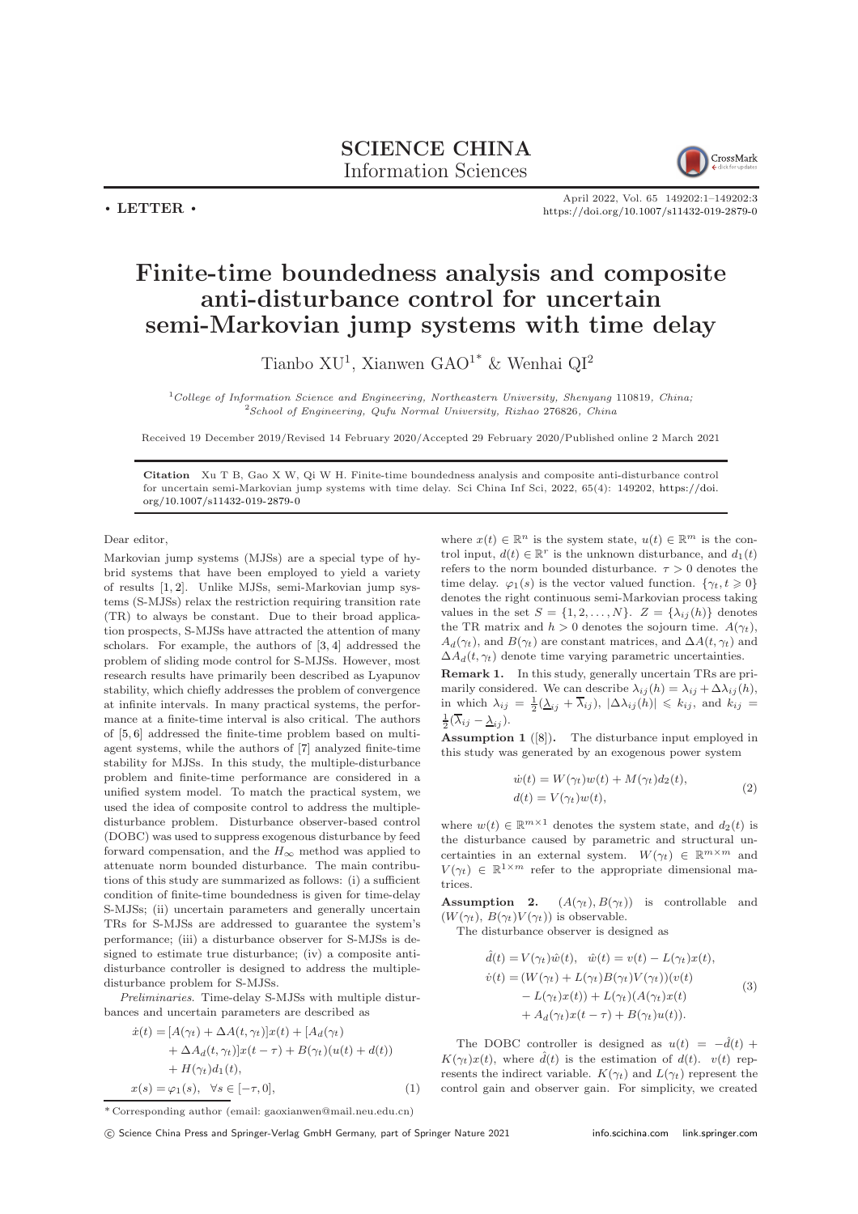**SCIENCE CHINA**
**Information Sciences**

• **LETTER** •

# Finite-time boundedness analysis and composite anti-disturbance control for uncertain semi-Markovian jump systems with time delay

Tianbo XU[1], Xianwen GAO[1*] & Wenhai QI[2]

[1]*College of Information Science and Engineering, Northeastern University, Shenyang* 110819*, China;*
[2]*School of Engineering, Qufu Normal University, Rizhao* 276826*, China*

Received 19 December 2019/Revised 14 February 2020/Accepted 29 February 2020/Published online 2 March 2021

**Citation** Xu T B, Gao X W, Qi W H. Finite-time boundedness analysis and composite anti-disturbance control for uncertain semi-Markovian jump systems with time delay. Sci China Inf Sci, 2022, 65(4): 149202, https://doi.org/10.1007/s11432-019-2879-0

Dear editor,

Markovian jump systems (MJSs) are a special type of hybrid systems that have been employed to yield a variety of results [1, 2]. Unlike MJSs, semi-Markovian jump systems (S-MJSs) relax the restriction requiring transition rate (TR) to always be constant. Due to their broad application prospects, S-MJSs have attracted the attention of many scholars. For example, the authors of [3, 4] addressed the problem of sliding mode control for S-MJSs. However, most research results have primarily been described as Lyapunov stability, which chiefly addresses the problem of convergence at infinite intervals. In many practical systems, the performance at a finite-time interval is also critical. The authors of [5, 6] addressed the finite-time problem based on multi-agent systems, while the authors of [7] analyzed finite-time stability for MJSs. In this study, the multiple-disturbance problem and finite-time performance are considered in a unified system model. To match the practical system, we used the idea of composite control to address the multiple-disturbance problem. Disturbance observer-based control (DOBC) was used to suppress exogenous disturbance by feed forward compensation, and the $H_\infty$ method was applied to attenuate norm bounded disturbance. The main contributions of this study are summarized as follows: (i) a sufficient condition of finite-time boundedness is given for time-delay S-MJSs; (ii) uncertain parameters and generally uncertain TRs for S-MJSs are addressed to guarantee the system's performance; (iii) a disturbance observer for S-MJSs is designed to estimate true disturbance; (iv) a composite anti-disturbance controller is designed to address the multiple-disturbance problem for S-MJSs.

*Preliminaries.* Time-delay S-MJSs with multiple disturbances and uncertain parameters are described as

$$
\begin{aligned}
\dot{x}(t) =& [A(\gamma_t) + \Delta A(t,\gamma_t)]x(t) + [A_d(\gamma_t) \\
&+ \Delta A_d(t,\gamma_t)]x(t-\tau) + B(\gamma_t)(u(t) + d(t)) \\
&+ H(\gamma_t)d_1(t), \\
x(s) =& \varphi_1(s), \quad \forall s \in [-\tau, 0],
\end{aligned} \tag{1}
$$

where $x(t) \in \mathbb{R}^n$ is the system state, $u(t) \in \mathbb{R}^m$ is the control input, $d(t) \in \mathbb{R}^r$ is the unknown disturbance, and $d_1(t)$ refers to the norm bounded disturbance. $\tau > 0$ denotes the time delay. $\varphi_1(s)$ is the vector valued function. $\{\gamma_t, t \geqslant 0\}$ denotes the right continuous semi-Markovian process taking values in the set $S = \{1, 2, \ldots, N\}$. $Z = \{\lambda_{ij}(h)\}$ denotes the TR matrix and $h > 0$ denotes the sojourn time. $A(\gamma_t)$, $A_d(\gamma_t)$, and $B(\gamma_t)$ are constant matrices, and $\Delta A(t,\gamma_t)$ and $\Delta A_d(t,\gamma_t)$ denote time varying parametric uncertainties.

**Remark 1.** In this study, generally uncertain TRs are primarily considered. We can describe $\lambda_{ij}(h) = \lambda_{ij} + \Delta\lambda_{ij}(h)$, in which $\lambda_{ij} = \frac{1}{2}(\underline{\lambda}_{ij} + \overline{\lambda}_{ij})$, $|\Delta\lambda_{ij}(h)| \leqslant k_{ij}$, and $k_{ij} = \frac{1}{2}(\overline{\lambda}_{ij} - \underline{\lambda}_{ij})$.

**Assumption 1** ([8])**.** The disturbance input employed in this study was generated by an exogenous power system

$$
\begin{aligned}
\dot{w}(t) &= W(\gamma_t)w(t) + M(\gamma_t)d_2(t), \\
d(t) &= V(\gamma_t)w(t),
\end{aligned} \tag{2}
$$

where $w(t) \in \mathbb{R}^{m\times 1}$ denotes the system state, and $d_2(t)$ is the disturbance caused by parametric and structural uncertainties in an external system. $W(\gamma_t) \in \mathbb{R}^{m\times m}$ and $V(\gamma_t) \in \mathbb{R}^{1\times m}$ refer to the appropriate dimensional matrices.

**Assumption 2.** $(A(\gamma_t), B(\gamma_t))$ is controllable and $(W(\gamma_t), B(\gamma_t)V(\gamma_t))$ is observable.

The disturbance observer is designed as

$$
\begin{aligned}
\hat{d}(t) =& V(\gamma_t)\hat{w}(t), \quad \hat{w}(t) = v(t) - L(\gamma_t)x(t), \\
\dot{v}(t) =& (W(\gamma_t) + L(\gamma_t)B(\gamma_t)V(\gamma_t))(v(t) \\
&- L(\gamma_t)x(t)) + L(\gamma_t)(A(\gamma_t)x(t) \\
&+ A_d(\gamma_t)x(t-\tau) + B(\gamma_t)u(t)).
\end{aligned} \tag{3}
$$

The DOBC controller is designed as $u(t) = -\hat{d}(t) + K(\gamma_t)x(t)$, where $\hat{d}(t)$ is the estimation of $d(t)$. $v(t)$ represents the indirect variable. $K(\gamma_t)$ and $L(\gamma_t)$ represent the control gain and observer gain. For simplicity, we created

\* Corresponding author (email: gaoxianwen@mail.neu.edu.cn)

© Science China Press and Springer-Verlag GmbH Germany, part of Springer Nature 2021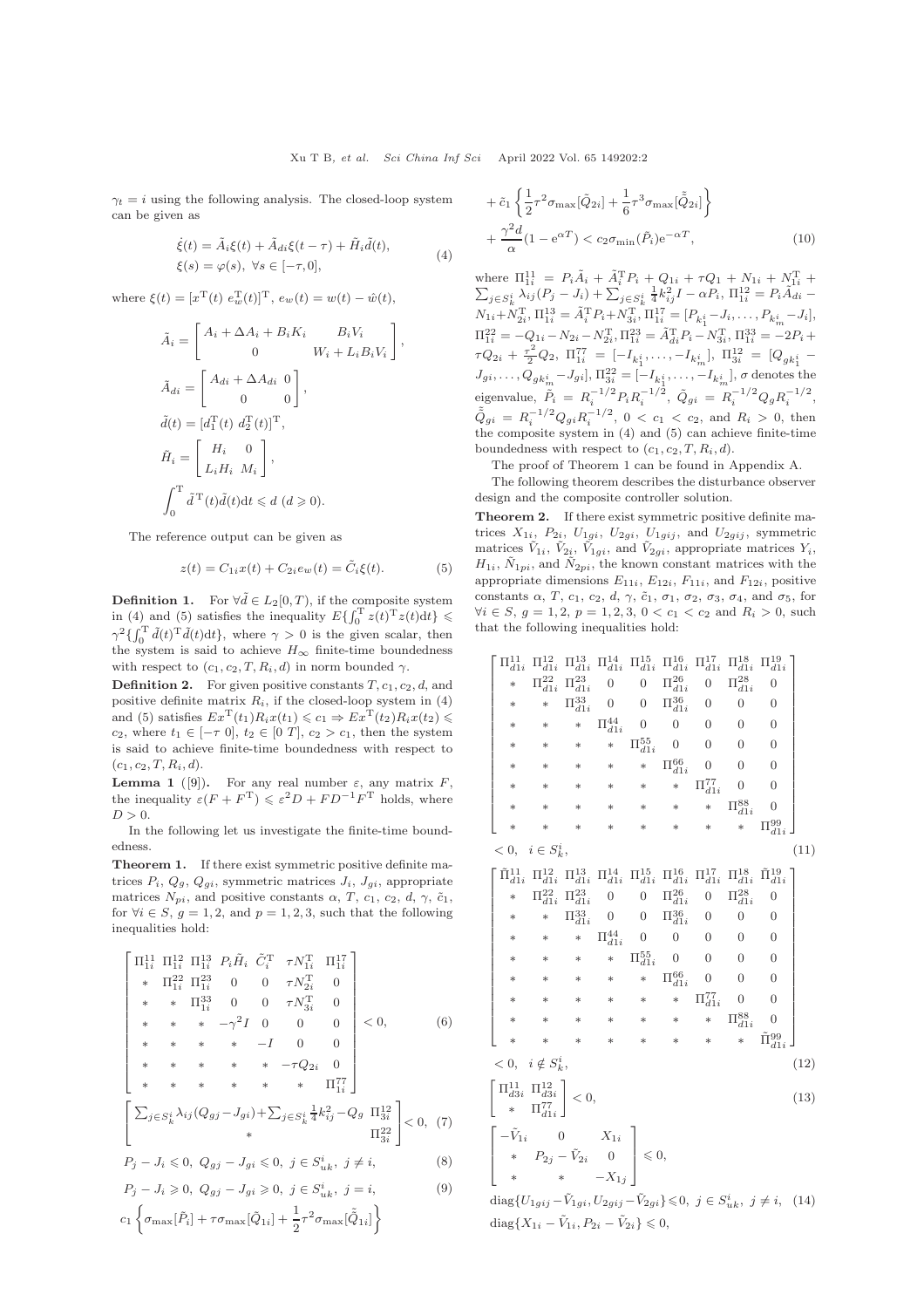$\gamma_t = i$ using the following analysis. The closed-loop system can be given as

$$
\begin{aligned}
&\dot{\xi}(t) = \tilde{A}_i \xi(t) + \tilde{A}_{di}\xi(t-\tau) + \tilde{H}_i \tilde{d}(t),\\
&\xi(s) = \varphi(s),\ \forall s \in [-\tau, 0],
\end{aligned}
\tag{4}
$$

where $\xi(t) = [x^{\mathrm{T}}(t)\ e_w^{\mathrm{T}}(t)]^{\mathrm{T}}$, $e_w(t) = w(t) - \hat{w}(t)$,

$$
\tilde{A}_i = \begin{bmatrix} A_i + \Delta A_i + B_i K_i & B_i V_i \\ 0 & W_i + L_i B_i V_i \end{bmatrix},
$$

$$
\tilde{A}_{di} = \begin{bmatrix} A_{di} + \Delta A_{di} & 0 \\ 0 & 0 \end{bmatrix},
$$

$$
\tilde{d}(t) = [d_1^{\mathrm{T}}(t)\ d_2^{\mathrm{T}}(t)]^{\mathrm{T}},
$$

$$
\tilde{H}_i = \begin{bmatrix} H_i & 0 \\ L_i H_i & M_i \end{bmatrix},
$$

$$
\int_0^{\mathrm{T}} \tilde{d}^{\mathrm{T}}(t)\tilde{d}(t)\mathrm{d}t \leqslant d\ (d \geqslant 0).
$$

The reference output can be given as

$$
z(t) = C_{1i}x(t) + C_{2i}e_w(t) = \tilde{C}_i \xi(t). \tag{5}
$$

**Definition 1.** For $\forall \tilde{d} \in L_2[0, T)$, if the composite system in (4) and (5) satisfies the inequality $E\{\int_0^{\mathrm{T}} z(t)^{\mathrm{T}} z(t)\mathrm{d}t\} \leqslant \gamma^2\{\int_0^{\mathrm{T}} \tilde{d}(t)^{\mathrm{T}}\tilde{d}(t)\mathrm{d}t\}$, where $\gamma > 0$ is the given scalar, then the system is said to achieve $H_\infty$ finite-time boundedness with respect to $(c_1, c_2, T, R_i, d)$ in norm bounded $\gamma$.

**Definition 2.** For given positive constants $T, c_1, c_2, d$, and positive definite matrix $R_i$, if the closed-loop system in (4) and (5) satisfies $Ex^{\mathrm{T}}(t_1)R_i x(t_1) \leqslant c_1 \Rightarrow Ex^{\mathrm{T}}(t_2)R_i x(t_2) \leqslant c_2$, where $t_1 \in [-\tau\ 0]$, $t_2 \in [0\ T]$, $c_2 > c_1$, then the system is said to achieve finite-time boundedness with respect to $(c_1, c_2, T, R_i, d)$.

**Lemma 1** ([9]). For any real number $\varepsilon$, any matrix $F$, the inequality $\varepsilon(F + F^{\mathrm{T}}) \leqslant \varepsilon^2 D + FD^{-1}F^{\mathrm{T}}$ holds, where $D > 0$.

In the following let us investigate the finite-time boundedness.

**Theorem 1.** If there exist symmetric positive definite matrices $P_i$, $Q_g$, $Q_{gi}$, symmetric matrices $J_i$, $J_{gi}$, appropriate matrices $N_{pi}$, and positive constants $\alpha$, $T$, $c_1$, $c_2$, $d$, $\gamma$, $\tilde{c}_1$, for $\forall i \in S$, $g = 1, 2$, and $p = 1, 2, 3$, such that the following inequalities hold:

$$
\begin{bmatrix}
\Pi_{1i}^{11} & \Pi_{1i}^{12} & \Pi_{1i}^{13} & P_i\tilde{H}_i & \tilde{C}_i^{\mathrm{T}} & \tau N_{1i}^{\mathrm{T}} & \Pi_{1i}^{17} \\
* & \Pi_{1i}^{22} & \Pi_{1i}^{23} & 0 & 0 & \tau N_{2i}^{\mathrm{T}} & 0 \\
* & * & \Pi_{1i}^{33} & 0 & 0 & \tau N_{3i}^{\mathrm{T}} & 0 \\
* & * & * & -\gamma^2 I & 0 & 0 & 0 \\
* & * & * & * & -I & 0 & 0 \\
* & * & * & * & * & -\tau Q_{2i} & 0 \\
* & * & * & * & * & * & \Pi_{1i}^{77}
\end{bmatrix} < 0, \tag{6}
$$

$$
\begin{bmatrix}
\sum_{j\in S_k^i}\lambda_{ij}(Q_{gj} - J_{gi}) + \sum_{j\in S_k^i}\frac{1}{4}k_{ij}^2 I - Q_g & \Pi_{3i}^{12} \\
* & \Pi_{3i}^{22}
\end{bmatrix} < 0, \tag{7}
$$

$$
P_j - J_i \leqslant 0,\ Q_{gj} - J_{gi} \leqslant 0,\ j \in S_{uk}^i,\ j \neq i, \tag{8}
$$

$$
P_j - J_i \geqslant 0,\ Q_{gj} - J_{gi} \geqslant 0,\ j \in S_{uk}^i,\ j = i, \tag{9}
$$

$$
\begin{aligned}
&c_1\left\{\sigma_{\max}[\tilde{P}_i] + \tau\sigma_{\max}[\tilde{Q}_{1i}] + \frac{1}{2}\tau^2\sigma_{\max}[\tilde{\tilde{Q}}_{1i}]\right\} \\
&+ \tilde{c}_1\left\{\frac{1}{2}\tau^2\sigma_{\max}[\tilde{Q}_{2i}] + \frac{1}{6}\tau^3\sigma_{\max}[\tilde{\tilde{Q}}_{2i}]\right\} \\
&+ \frac{\gamma^2 d}{\alpha}(1 - \mathrm{e}^{\alpha T}) < c_2\sigma_{\min}(\tilde{P}_i)\mathrm{e}^{-\alpha T},
\end{aligned}
\tag{10}
$$

where $\Pi_{1i}^{11} = P_i\tilde{A}_i + \tilde{A}_i^{\mathrm{T}} P_i + Q_{1i} + \tau Q_1 + N_{1i} + N_{1i}^{\mathrm{T}} + \sum_{j\in S_k^i}\lambda_{ij}(P_j - J_i) + \sum_{j\in S_k^i}\frac{1}{4}k_{ij}^2 I - \alpha P_i$, $\Pi_{1i}^{12} = P_i\tilde{A}_{di} - N_{1i} + N_{2i}^{\mathrm{T}}$, $\Pi_{1i}^{13} = \tilde{A}_i^{\mathrm{T}} P_i + N_{3i}^{\mathrm{T}}$, $\Pi_{1i}^{17} = [P_{k_1^i} - J_i, \ldots, P_{k_m^i} - J_i]$, $\Pi_{1i}^{22} = -Q_{1i} - N_{2i} - N_{2i}^{\mathrm{T}}$, $\Pi_{1i}^{23} = \tilde{A}_{di}^{\mathrm{T}} P_i - N_{3i}^{\mathrm{T}}$, $\Pi_{1i}^{33} = -2P_i + \tau Q_{2i} + \frac{\tau^2}{2}Q_2$, $\Pi_{1i}^{77} = [-I_{k_1^i}, \ldots, -I_{k_m^i}]$, $\Pi_{3i}^{12} = [Q_{gk_1^i} - J_{gi}, \ldots, Q_{gk_m^i} - J_{gi}]$, $\Pi_{3i}^{22} = [-I_{k_1^i}, \ldots, -I_{k_m^i}]$, $\sigma$ denotes the eigenvalue, $\tilde{P}_i = R_i^{-1/2}P_i R_i^{-1/2}$, $\tilde{Q}_{gi} = R_i^{-1/2}Q_g R_i^{-1/2}$, $\tilde{\tilde{Q}}_{gi} = R_i^{-1/2}Q_{gi}R_i^{-1/2}$, $0 < c_1 < c_2$, and $R_i > 0$, then the composite system in (4) and (5) can achieve finite-time boundedness with respect to $(c_1, c_2, T, R_i, d)$.

The proof of Theorem 1 can be found in Appendix A.

The following theorem describes the disturbance observer design and the composite controller solution.

**Theorem 2.** If there exist symmetric positive definite matrices $X_{1i}$, $P_{2i}$, $U_{1gi}$, $U_{2gi}$, $U_{1gij}$, and $U_{2gij}$, symmetric matrices $\tilde{V}_{1i}$, $\tilde{V}_{2i}$, $\tilde{V}_{1gi}$, and $\tilde{V}_{2gi}$, appropriate matrices $Y_i$, $H_{1i}$, $\tilde{N}_{1pi}$, and $\tilde{N}_{2pi}$, the known constant matrices with the appropriate dimensions $E_{11i}$, $E_{12i}$, $F_{11i}$, and $F_{12i}$, positive constants $\alpha$, $T$, $c_1$, $c_2$, $d$, $\gamma$, $\tilde{c}_1$, $\sigma_1$, $\sigma_2$, $\sigma_3$, $\sigma_4$, and $\sigma_5$, for $\forall i \in S$, $g = 1, 2$, $p = 1, 2, 3$, $0 < c_1 < c_2$ and $R_i > 0$, such that the following inequalities hold:

$$
\begin{bmatrix}
\Pi_{d1i}^{11} & \Pi_{d1i}^{12} & \Pi_{d1i}^{13} & \Pi_{d1i}^{14} & \Pi_{d1i}^{15} & \Pi_{d1i}^{16} & \Pi_{d1i}^{17} & \Pi_{d1i}^{18} & \Pi_{d1i}^{19} \\
* & \Pi_{d1i}^{22} & \Pi_{d1i}^{23} & 0 & 0 & \Pi_{d1i}^{26} & 0 & \Pi_{d1i}^{28} & 0 \\
* & * & \Pi_{d1i}^{33} & 0 & 0 & \Pi_{d1i}^{36} & 0 & 0 & 0 \\
* & * & * & \Pi_{d1i}^{44} & 0 & 0 & 0 & 0 & 0 \\
* & * & * & * & \Pi_{d1i}^{55} & 0 & 0 & 0 & 0 \\
* & * & * & * & * & \Pi_{d1i}^{66} & 0 & 0 & 0 \\
* & * & * & * & * & * & \Pi_{d1i}^{77} & 0 & 0 \\
* & * & * & * & * & * & * & \Pi_{d1i}^{88} & 0 \\
* & * & * & * & * & * & * & * & \Pi_{d1i}^{99}
\end{bmatrix}
< 0,\quad i \in S_k^i, \tag{11}
$$

$$
\begin{bmatrix}
\tilde{\Pi}_{d1i}^{11} & \Pi_{d1i}^{12} & \Pi_{d1i}^{13} & \Pi_{d1i}^{14} & \Pi_{d1i}^{15} & \Pi_{d1i}^{16} & \Pi_{d1i}^{17} & \Pi_{d1i}^{18} & \tilde{\Pi}_{d1i}^{19} \\
* & \Pi_{d1i}^{22} & \Pi_{d1i}^{23} & 0 & 0 & \Pi_{d1i}^{26} & 0 & \Pi_{d1i}^{28} & 0 \\
* & * & \Pi_{d1i}^{33} & 0 & 0 & \Pi_{d1i}^{36} & 0 & 0 & 0 \\
* & * & * & \Pi_{d1i}^{44} & 0 & 0 & 0 & 0 & 0 \\
* & * & * & * & \Pi_{d1i}^{55} & 0 & 0 & 0 & 0 \\
* & * & * & * & * & \Pi_{d1i}^{66} & 0 & 0 & 0 \\
* & * & * & * & * & * & \Pi_{d1i}^{77} & 0 & 0 \\
* & * & * & * & * & * & * & \Pi_{d1i}^{88} & 0 \\
* & * & * & * & * & * & * & * & \tilde{\Pi}_{d1i}^{99}
\end{bmatrix}
< 0,\quad i \notin S_k^i, \tag{12}
$$

$$
\begin{bmatrix} \Pi_{d3i}^{11} & \Pi_{d3i}^{12} \\ * & \Pi_{d1i}^{77} \end{bmatrix} < 0, \tag{13}
$$

$$
\begin{bmatrix} -\tilde{V}_{1i} & 0 & X_{1i} \\ * & P_{2j} - \tilde{V}_{2i} & 0 \\ * & * & -X_{1j} \end{bmatrix} \leqslant 0,
$$

$$
\mathrm{diag}\{U_{1gij} - \tilde{V}_{1gi}, U_{2gij} - \tilde{V}_{2gi}\} \leqslant 0,\ j \in S_{uk}^i,\ j \neq i, \tag{14}
$$

$$
\mathrm{diag}\{X_{1i} - \tilde{V}_{1i}, P_{2i} - \tilde{V}_{2i}\} \leqslant 0,
$$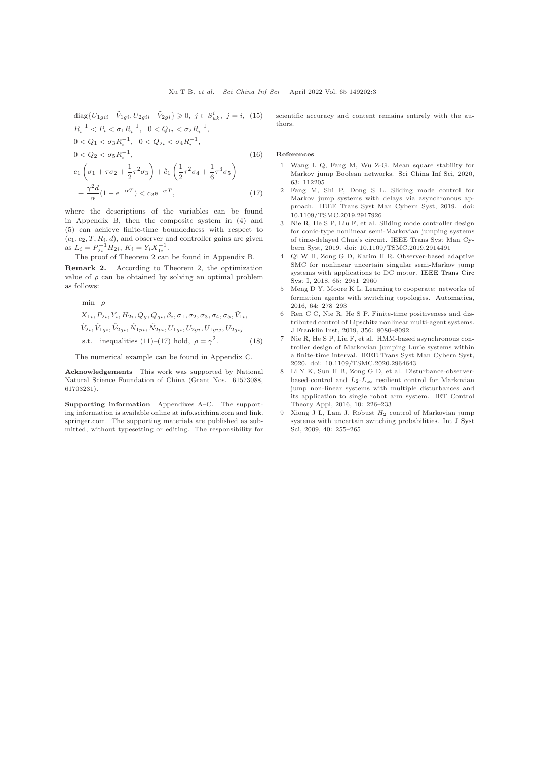$$\mathrm{diag}\{U_{1gii}-\tilde{V}_{1gi}, U_{2gii}-\tilde{V}_{2gi}\} \geqslant 0,\ j \in S_{uk}^{i},\ j=i, \tag{15}$$

$$R_i^{-1} < P_i < \sigma_1 R_i^{-1},\quad 0 < Q_{1i} < \sigma_2 R_i^{-1},$$

$$0 < Q_1 < \sigma_3 R_i^{-1},\quad 0 < Q_{2i} < \sigma_4 R_i^{-1},$$

$$0 < Q_2 < \sigma_5 R_i^{-1}, \tag{16}$$

$$c_1\left(\sigma_1 + \tau\sigma_2 + \frac{1}{2}\tau^2\sigma_3\right) + \tilde{c}_1\left(\frac{1}{2}\tau^2\sigma_4 + \frac{1}{6}\tau^3\sigma_5\right) + \frac{\gamma^2 d}{\alpha}(1-\mathrm{e}^{-\alpha T}) < c_2\mathrm{e}^{-\alpha T}, \tag{17}$$

where the descriptions of the variables can be found in Appendix B, then the composite system in (4) and (5) can achieve finite-time boundedness with respect to $(c_1, c_2, T, R_i, d)$, and observer and controller gains are given as $L_i = P_{2i}^{-1}H_{2i}$, $K_i = Y_i X_{1i}^{-1}$.

The proof of Theorem 2 can be found in Appendix B.

**Remark 2.** According to Theorem 2, the optimization value of $\rho$ can be obtained by solving an optimal problem as follows:

$$\begin{aligned}
&\min\ \rho \\
&X_{1i}, P_{2i}, Y_i, H_{2i}, Q_g, Q_{gi}, \beta_i, \sigma_1, \sigma_2, \sigma_3, \sigma_4, \sigma_5, \tilde{V}_{1i}, \\
&\tilde{V}_{2i}, \tilde{V}_{1gi}, \tilde{V}_{2gi}, \tilde{N}_{1pi}, \tilde{N}_{2pi}, U_{1gi}, U_{2gi}, U_{1gij}, U_{2gij} \\
&\text{s.t.}\quad \text{inequalities (11)–(17) hold},\ \rho = \gamma^2.
\end{aligned} \tag{18}$$

The numerical example can be found in Appendix C.

**Acknowledgements** This work was supported by National Natural Science Foundation of China (Grant Nos. 61573088, 61703231).

**Supporting information** Appendixes A–C. The supporting information is available online at info.scichina.com and link.springer.com. The supporting materials are published as submitted, without typesetting or editing. The responsibility for scientific accuracy and content remains entirely with the authors.

## References

1. Wang L Q, Fang M, Wu Z-G. Mean square stability for Markov jump Boolean networks. Sci China Inf Sci, 2020, 63: 112205
2. Fang M, Shi P, Dong S L. Sliding mode control for Markov jump systems with delays via asynchronous approach. IEEE Trans Syst Man Cybern Syst, 2019. doi: 10.1109/TSMC.2019.2917926
3. Nie R, He S P, Liu F, et al. Sliding mode controller design for conic-type nonlinear semi-Markovian jumping systems of time-delayed Chua's circuit. IEEE Trans Syst Man Cybern Syst, 2019. doi: 10.1109/TSMC.2019.2914491
4. Qi W H, Zong G D, Karim H R. Observer-based adaptive SMC for nonlinear uncertain singular semi-Markov jump systems with applications to DC motor. IEEE Trans Circ Syst I, 2018, 65: 2951–2960
5. Meng D Y, Moore K L. Learning to cooperate: networks of formation agents with switching topologies. Automatica, 2016, 64: 278–293
6. Ren C C, Nie R, He S P. Finite-time positiveness and distributed control of Lipschitz nonlinear multi-agent systems. J Franklin Inst, 2019, 356: 8080–8092
7. Nie R, He S P, Liu F, et al. HMM-based asynchronous controller design of Markovian jumping Lur'e systems within a finite-time interval. IEEE Trans Syst Man Cybern Syst, 2020. doi: 10.1109/TSMC.2020.2964643
8. Li Y K, Sun H B, Zong G D, et al. Disturbance-observer-based-control and $L_2$-$L_\infty$ resilient control for Markovian jump non-linear systems with multiple disturbances and its application to single robot arm system. IET Control Theory Appl, 2016, 10: 226–233
9. Xiong J L, Lam J. Robust $H_2$ control of Markovian jump systems with uncertain switching probabilities. Int J Syst Sci, 2009, 40: 255–265